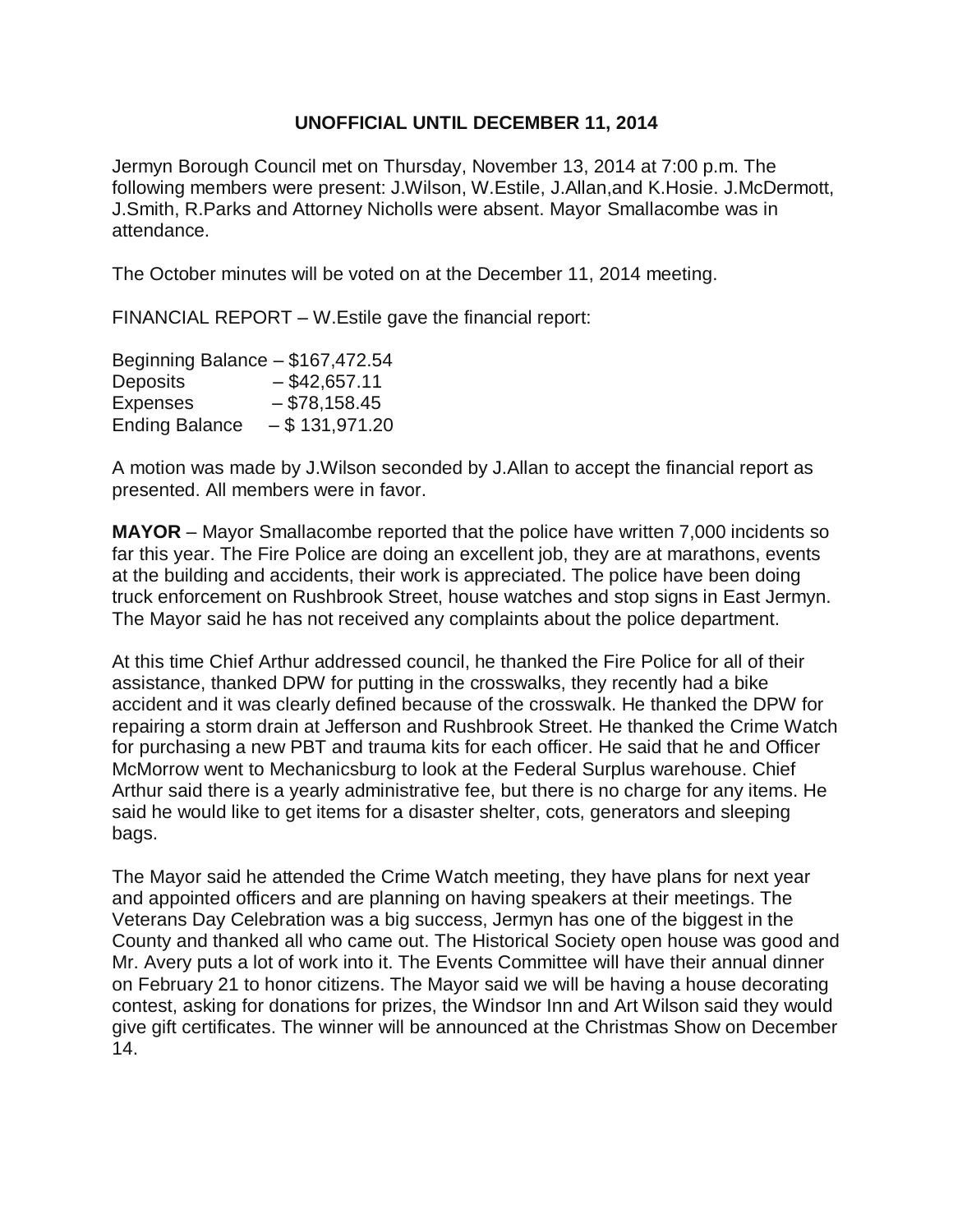**UNOFFICIAL UNTIL DECEMBER 11, 2014**

Jermyn Borough Council met on Thursday, November 13, 2014 at 7:00 p.m. The following members were present: J.Wilson, W.Estile, J.Allan,and K.Hosie. J.McDermott, J.Smith, R.Parks and Attorney Nicholls were absent. Mayor Smallacombe was in attendance.

The October minutes will be voted on at the December 11, 2014 meeting.

FINANCIAL REPORT – W.Estile gave the financial report:

Beginning Balance – $167,472.54
Deposits – $42,657.11
Expenses – $78,158.45
Ending Balance – $ 131,971.20

A motion was made by J.Wilson seconded by J.Allan to accept the financial report as presented. All members were in favor.

**MAYOR** – Mayor Smallacombe reported that the police have written 7,000 incidents so far this year. The Fire Police are doing an excellent job, they are at marathons, events at the building and accidents, their work is appreciated. The police have been doing truck enforcement on Rushbrook Street, house watches and stop signs in East Jermyn. The Mayor said he has not received any complaints about the police department.

At this time Chief Arthur addressed council, he thanked the Fire Police for all of their assistance, thanked DPW for putting in the crosswalks, they recently had a bike accident and it was clearly defined because of the crosswalk. He thanked the DPW for repairing a storm drain at Jefferson and Rushbrook Street. He thanked the Crime Watch for purchasing a new PBT and trauma kits for each officer. He said that he and Officer McMorrow went to Mechanicsburg to look at the Federal Surplus warehouse. Chief Arthur said there is a yearly administrative fee, but there is no charge for any items. He said he would like to get items for a disaster shelter, cots, generators and sleeping bags.

The Mayor said he attended the Crime Watch meeting, they have plans for next year and appointed officers and are planning on having speakers at their meetings. The Veterans Day Celebration was a big success, Jermyn has one of the biggest in the County and thanked all who came out. The Historical Society open house was good and Mr. Avery puts a lot of work into it. The Events Committee will have their annual dinner on February 21 to honor citizens. The Mayor said we will be having a house decorating contest, asking for donations for prizes, the Windsor Inn and Art Wilson said they would give gift certificates. The winner will be announced at the Christmas Show on December 14.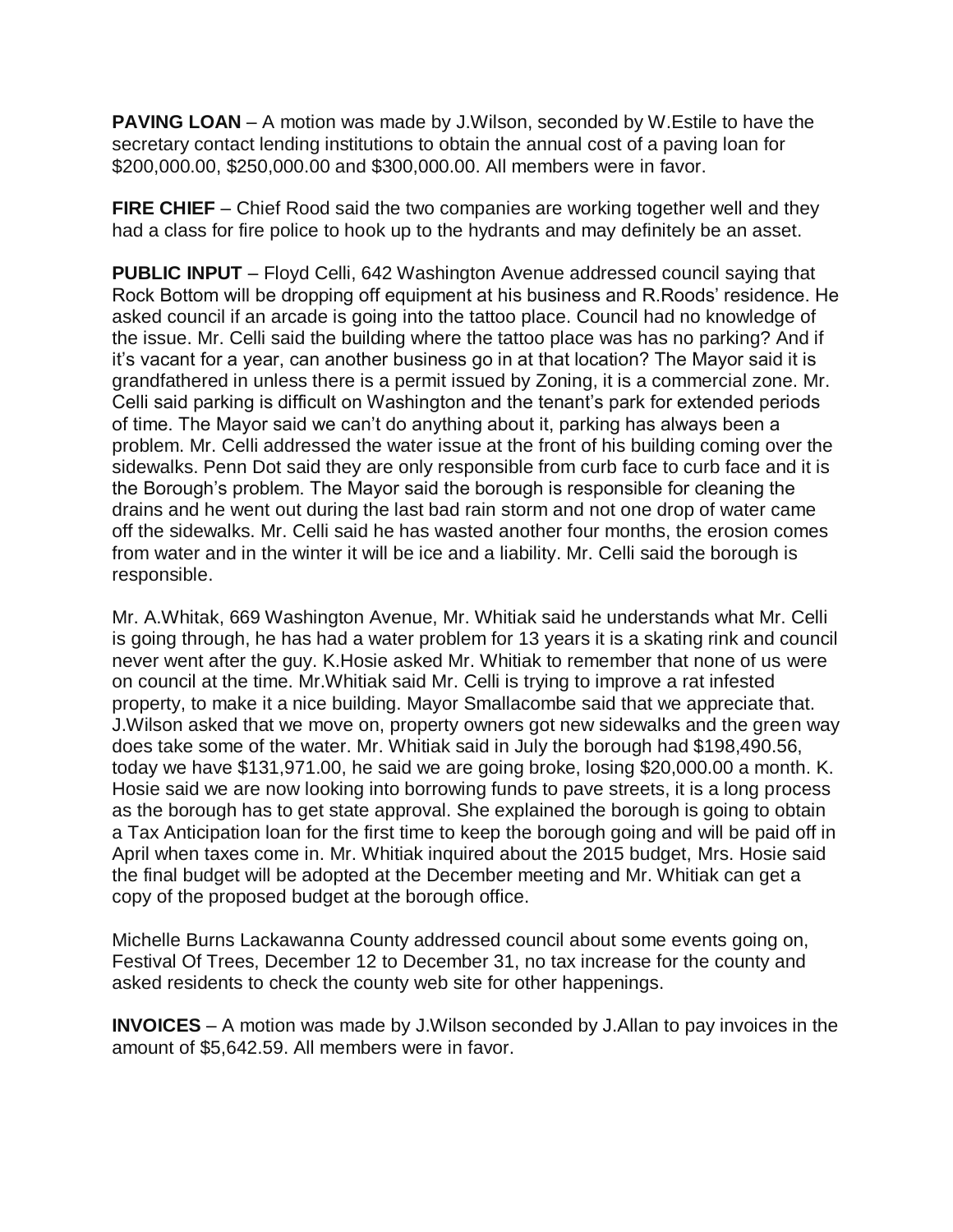**PAVING LOAN** – A motion was made by J.Wilson, seconded by W.Estile to have the secretary contact lending institutions to obtain the annual cost of a paving loan for $200,000.00, $250,000.00 and $300,000.00. All members were in favor.

**FIRE CHIEF** – Chief Rood said the two companies are working together well and they had a class for fire police to hook up to the hydrants and may definitely be an asset.

**PUBLIC INPUT** – Floyd Celli, 642 Washington Avenue addressed council saying that Rock Bottom will be dropping off equipment at his business and R.Roods' residence. He asked council if an arcade is going into the tattoo place. Council had no knowledge of the issue. Mr. Celli said the building where the tattoo place was has no parking? And if it's vacant for a year, can another business go in at that location? The Mayor said it is grandfathered in unless there is a permit issued by Zoning, it is a commercial zone. Mr. Celli said parking is difficult on Washington and the tenant's park for extended periods of time. The Mayor said we can't do anything about it, parking has always been a problem. Mr. Celli addressed the water issue at the front of his building coming over the sidewalks. Penn Dot said they are only responsible from curb face to curb face and it is the Borough's problem. The Mayor said the borough is responsible for cleaning the drains and he went out during the last bad rain storm and not one drop of water came off the sidewalks. Mr. Celli said he has wasted another four months, the erosion comes from water and in the winter it will be ice and a liability. Mr. Celli said the borough is responsible.

Mr. A.Whitak, 669 Washington Avenue, Mr. Whitiak said he understands what Mr. Celli is going through, he has had a water problem for 13 years it is a skating rink and council never went after the guy. K.Hosie asked Mr. Whitiak to remember that none of us were on council at the time. Mr.Whitiak said Mr. Celli is trying to improve a rat infested property, to make it a nice building. Mayor Smallacombe said that we appreciate that. J.Wilson asked that we move on, property owners got new sidewalks and the green way does take some of the water. Mr. Whitiak said in July the borough had $198,490.56, today we have $131,971.00, he said we are going broke, losing $20,000.00 a month. K. Hosie said we are now looking into borrowing funds to pave streets, it is a long process as the borough has to get state approval. She explained the borough is going to obtain a Tax Anticipation loan for the first time to keep the borough going and will be paid off in April when taxes come in. Mr. Whitiak inquired about the 2015 budget, Mrs. Hosie said the final budget will be adopted at the December meeting and Mr. Whitiak can get a copy of the proposed budget at the borough office.

Michelle Burns Lackawanna County addressed council about some events going on, Festival Of Trees, December 12 to December 31, no tax increase for the county and asked residents to check the county web site for other happenings.

**INVOICES** – A motion was made by J.Wilson seconded by J.Allan to pay invoices in the amount of $5,642.59. All members were in favor.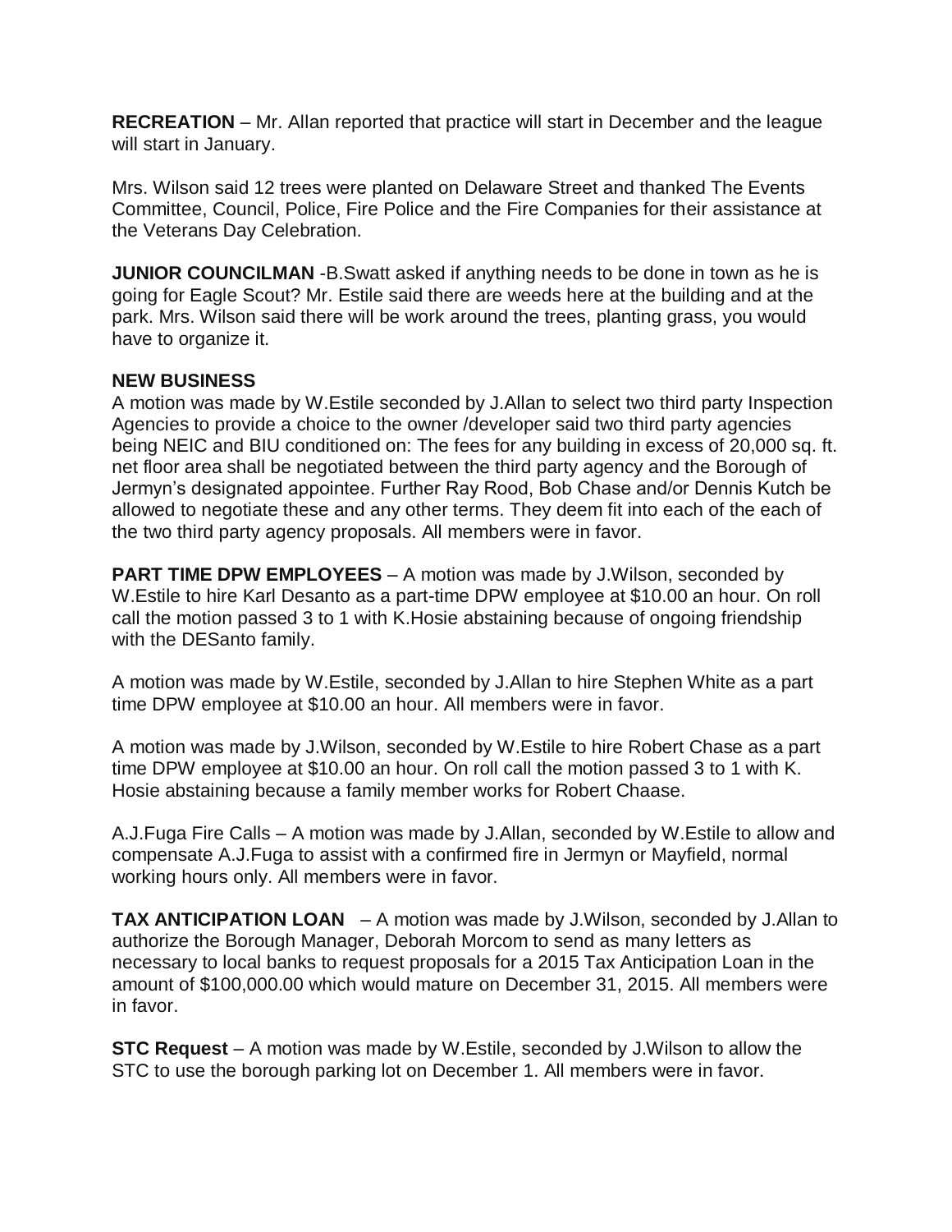**RECREATION** – Mr. Allan reported that practice will start in December and the league will start in January.

Mrs. Wilson said 12 trees were planted on Delaware Street and thanked The Events Committee, Council, Police, Fire Police and the Fire Companies for their assistance at the Veterans Day Celebration.

**JUNIOR COUNCILMAN** -B.Swatt asked if anything needs to be done in town as he is going for Eagle Scout? Mr. Estile said there are weeds here at the building and at the park. Mrs. Wilson said there will be work around the trees, planting grass, you would have to organize it.

**NEW BUSINESS**
A motion was made by W.Estile seconded by J.Allan to select two third party Inspection Agencies to provide a choice to the owner /developer said two third party agencies being NEIC and BIU conditioned on: The fees for any building in excess of 20,000 sq. ft. net floor area shall be negotiated between the third party agency and the Borough of Jermyn's designated appointee. Further Ray Rood, Bob Chase and/or Dennis Kutch be allowed to negotiate these and any other terms. They deem fit into each of the each of the two third party agency proposals. All members were in favor.

**PART TIME DPW EMPLOYEES** – A motion was made by J.Wilson, seconded by W.Estile to hire Karl Desanto as a part-time DPW employee at $10.00 an hour. On roll call the motion passed 3 to 1 with K.Hosie abstaining because of ongoing friendship with the DESanto family.

A motion was made by W.Estile, seconded by J.Allan to hire Stephen White as a part time DPW employee at $10.00 an hour. All members were in favor.

A motion was made by J.Wilson, seconded by W.Estile to hire Robert Chase as a part time DPW employee at $10.00 an hour. On roll call the motion passed 3 to 1 with K. Hosie abstaining because a family member works for Robert Chaase.

A.J.Fuga Fire Calls – A motion was made by J.Allan, seconded by W.Estile to allow and compensate A.J.Fuga to assist with a confirmed fire in Jermyn or Mayfield, normal working hours only. All members were in favor.

**TAX ANTICIPATION LOAN** – A motion was made by J.Wilson, seconded by J.Allan to authorize the Borough Manager, Deborah Morcom to send as many letters as necessary to local banks to request proposals for a 2015 Tax Anticipation Loan in the amount of $100,000.00 which would mature on December 31, 2015. All members were in favor.

**STC Request** – A motion was made by W.Estile, seconded by J.Wilson to allow the STC to use the borough parking lot on December 1. All members were in favor.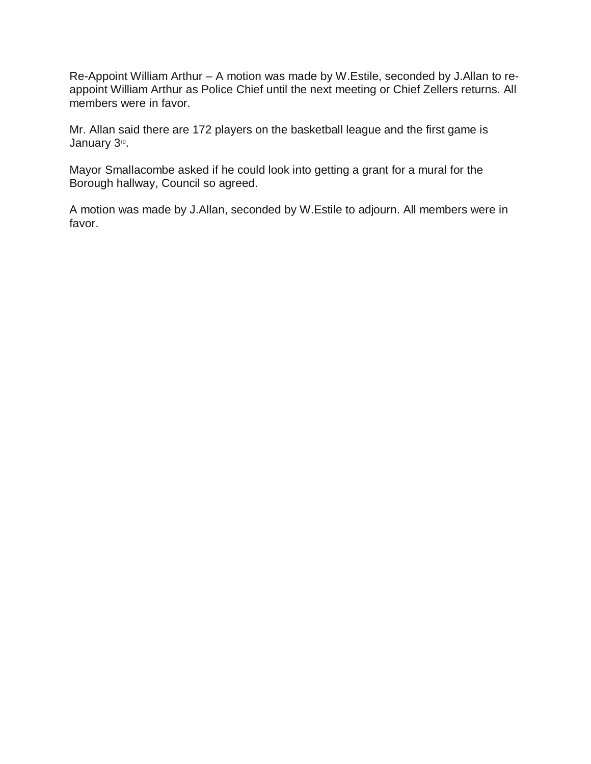Re-Appoint William Arthur – A motion was made by W.Estile, seconded by J.Allan to re-appoint William Arthur as Police Chief until the next meeting or Chief Zellers returns. All members were in favor.

Mr. Allan said there are 172 players on the basketball league and the first game is January 3rd.

Mayor Smallacombe asked if he could look into getting a grant for a mural for the Borough hallway, Council so agreed.

A motion was made by J.Allan, seconded by W.Estile to adjourn. All members were in favor.